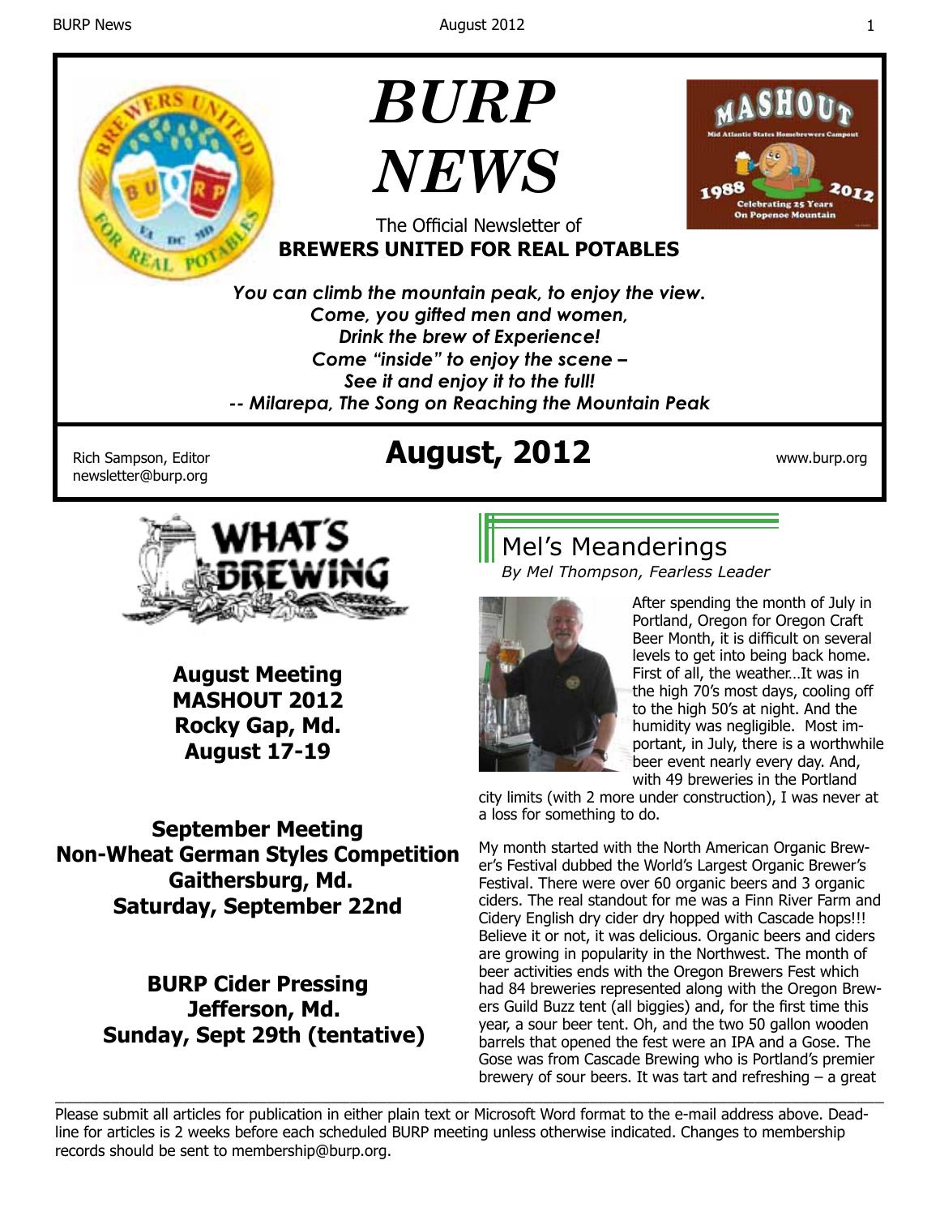# BURP NEWS

The Official Newsletter of
**BREWERS UNITED FOR REAL POTABLES**

***You can climb the mountain peak, to enjoy the view.***
***Come, you gifted men and women,***
***Drink the brew of Experience!***
***Come "inside" to enjoy the scene –***
***See it and enjoy it to the full!***
***-- Milarepa, The Song on Reaching the Mountain Peak***

Rich Sampson, Editor
newsletter@burp.org

## August, 2012

www.burp.org

**August Meeting**
**MASHOUT 2012**
**Rocky Gap, Md.**
**August 17-19**

**September Meeting**
**Non-Wheat German Styles Competition**
**Gaithersburg, Md.**
**Saturday, September 22nd**

**BURP Cider Pressing**
**Jefferson, Md.**
**Sunday, Sept 29th (tentative)**

## Mel's Meanderings

*By Mel Thompson, Fearless Leader*

After spending the month of July in Portland, Oregon for Oregon Craft Beer Month, it is difficult on several levels to get into being back home. First of all, the weather…It was in the high 70's most days, cooling off to the high 50's at night. And the humidity was negligible. Most important, in July, there is a worthwhile beer event nearly every day. And, with 49 breweries in the Portland city limits (with 2 more under construction), I was never at a loss for something to do.

My month started with the North American Organic Brewer's Festival dubbed the World's Largest Organic Brewer's Festival. There were over 60 organic beers and 3 organic ciders. The real standout for me was a Finn River Farm and Cidery English dry cider dry hopped with Cascade hops!!! Believe it or not, it was delicious. Organic beers and ciders are growing in popularity in the Northwest. The month of beer activities ends with the Oregon Brewers Fest which had 84 breweries represented along with the Oregon Brewers Guild Buzz tent (all biggies) and, for the first time this year, a sour beer tent. Oh, and the two 50 gallon wooden barrels that opened the fest were an IPA and a Gose. The Gose was from Cascade Brewing who is Portland's premier brewery of sour beers. It was tart and refreshing – a great

Please submit all articles for publication in either plain text or Microsoft Word format to the e-mail address above. Deadline for articles is 2 weeks before each scheduled BURP meeting unless otherwise indicated. Changes to membership records should be sent to membership@burp.org.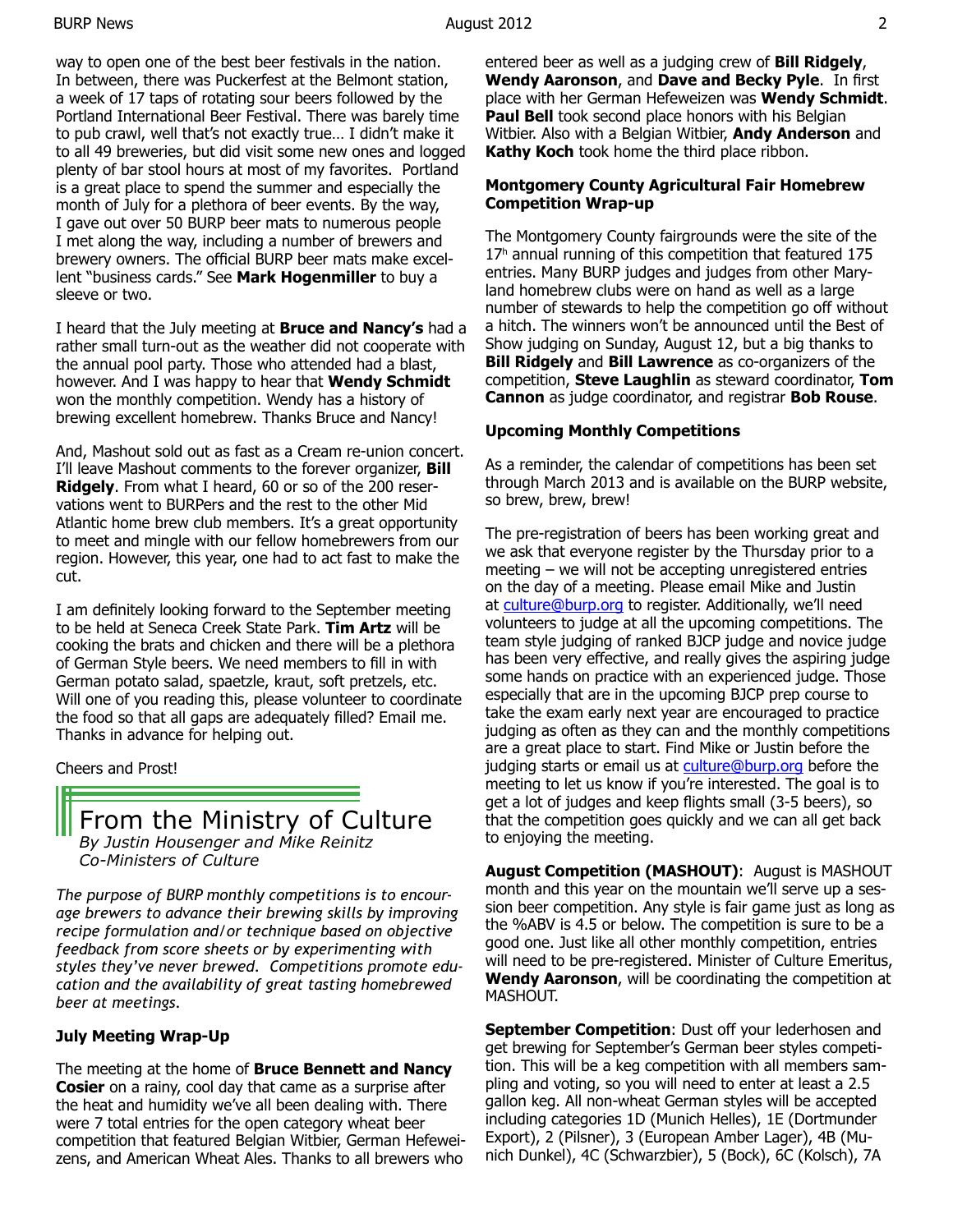way to open one of the best beer festivals in the nation. In between, there was Puckerfest at the Belmont station, a week of 17 taps of rotating sour beers followed by the Portland International Beer Festival. There was barely time to pub crawl, well that's not exactly true… I didn't make it to all 49 breweries, but did visit some new ones and logged plenty of bar stool hours at most of my favorites. Portland is a great place to spend the summer and especially the month of July for a plethora of beer events. By the way, I gave out over 50 BURP beer mats to numerous people I met along the way, including a number of brewers and brewery owners. The official BURP beer mats make excellent "business cards." See **Mark Hogenmiller** to buy a sleeve or two.

I heard that the July meeting at **Bruce and Nancy's** had a rather small turn-out as the weather did not cooperate with the annual pool party. Those who attended had a blast, however. And I was happy to hear that **Wendy Schmidt** won the monthly competition. Wendy has a history of brewing excellent homebrew. Thanks Bruce and Nancy!

And, Mashout sold out as fast as a Cream re-union concert. I'll leave Mashout comments to the forever organizer, **Bill Ridgely**. From what I heard, 60 or so of the 200 reservations went to BURPers and the rest to the other Mid Atlantic home brew club members. It's a great opportunity to meet and mingle with our fellow homebrewers from our region. However, this year, one had to act fast to make the cut.

I am definitely looking forward to the September meeting to be held at Seneca Creek State Park. **Tim Artz** will be cooking the brats and chicken and there will be a plethora of German Style beers. We need members to fill in with German potato salad, spaetzle, kraut, soft pretzels, etc. Will one of you reading this, please volunteer to coordinate the food so that all gaps are adequately filled? Email me. Thanks in advance for helping out.

Cheers and Prost!

## From the Ministry of Culture

*By Justin Housenger and Mike Reinitz*
*Co-Ministers of Culture*

*The purpose of BURP monthly competitions is to encourage brewers to advance their brewing skills by improving recipe formulation and/or technique based on objective feedback from score sheets or by experimenting with styles they've never brewed. Competitions promote education and the availability of great tasting homebrewed beer at meetings.*

### July Meeting Wrap-Up

The meeting at the home of **Bruce Bennett and Nancy Cosier** on a rainy, cool day that came as a surprise after the heat and humidity we've all been dealing with. There were 7 total entries for the open category wheat beer competition that featured Belgian Witbier, German Hefeweizens, and American Wheat Ales. Thanks to all brewers who entered beer as well as a judging crew of **Bill Ridgely**, **Wendy Aaronson**, and **Dave and Becky Pyle**. In first place with her German Hefeweizen was **Wendy Schmidt**. **Paul Bell** took second place honors with his Belgian Witbier. Also with a Belgian Witbier, **Andy Anderson** and **Kathy Koch** took home the third place ribbon.

### Montgomery County Agricultural Fair Homebrew Competition Wrap-up

The Montgomery County fairgrounds were the site of the 17[h] annual running of this competition that featured 175 entries. Many BURP judges and judges from other Maryland homebrew clubs were on hand as well as a large number of stewards to help the competition go off without a hitch. The winners won't be announced until the Best of Show judging on Sunday, August 12, but a big thanks to **Bill Ridgely** and **Bill Lawrence** as co-organizers of the competition, **Steve Laughlin** as steward coordinator, **Tom Cannon** as judge coordinator, and registrar **Bob Rouse**.

### Upcoming Monthly Competitions

As a reminder, the calendar of competitions has been set through March 2013 and is available on the BURP website, so brew, brew, brew!

The pre-registration of beers has been working great and we ask that everyone register by the Thursday prior to a meeting – we will not be accepting unregistered entries on the day of a meeting. Please email Mike and Justin at culture@burp.org to register. Additionally, we'll need volunteers to judge at all the upcoming competitions. The team style judging of ranked BJCP judge and novice judge has been very effective, and really gives the aspiring judge some hands on practice with an experienced judge. Those especially that are in the upcoming BJCP prep course to take the exam early next year are encouraged to practice judging as often as they can and the monthly competitions are a great place to start. Find Mike or Justin before the judging starts or email us at culture@burp.org before the meeting to let us know if you're interested. The goal is to get a lot of judges and keep flights small (3-5 beers), so that the competition goes quickly and we can all get back to enjoying the meeting.

**August Competition (MASHOUT)**: August is MASHOUT month and this year on the mountain we'll serve up a session beer competition. Any style is fair game just as long as the %ABV is 4.5 or below. The competition is sure to be a good one. Just like all other monthly competition, entries will need to be pre-registered. Minister of Culture Emeritus, **Wendy Aaronson**, will be coordinating the competition at MASHOUT.

**September Competition**: Dust off your lederhosen and get brewing for September's German beer styles competition. This will be a keg competition with all members sampling and voting, so you will need to enter at least a 2.5 gallon keg. All non-wheat German styles will be accepted including categories 1D (Munich Helles), 1E (Dortmunder Export), 2 (Pilsner), 3 (European Amber Lager), 4B (Munich Dunkel), 4C (Schwarzbier), 5 (Bock), 6C (Kolsch), 7A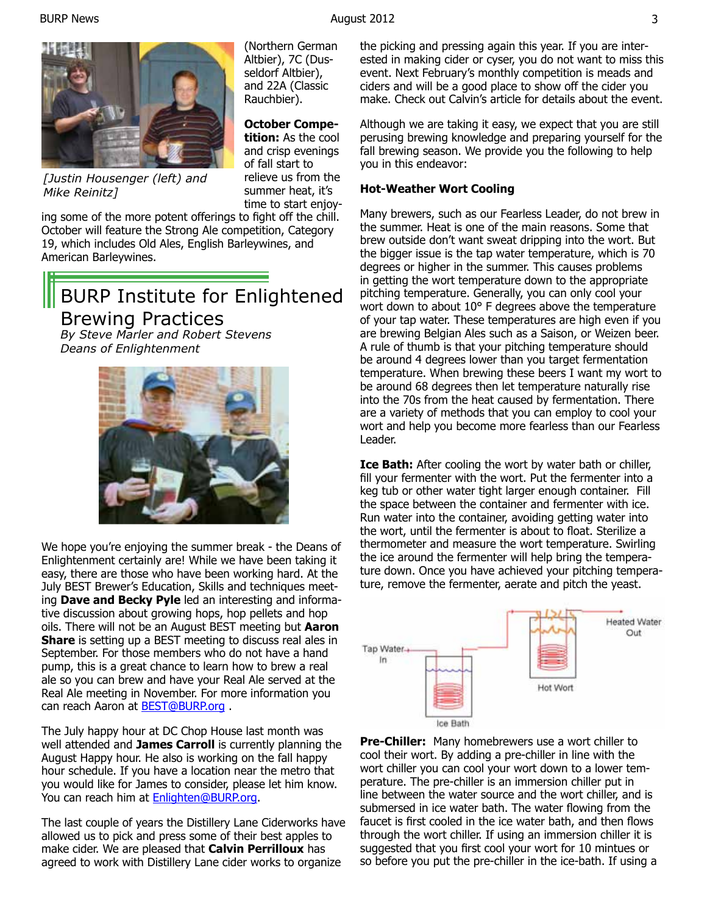[Justin Housenger (left) and Mike Reinitz]

(Northern German Altbier), 7C (Dusseldorf Altbier), and 22A (Classic Rauchbier).

**October Competition:** As the cool and crisp evenings of fall start to relieve us from the summer heat, it's time to start enjoying some of the more potent offerings to fight off the chill. October will feature the Strong Ale competition, Category 19, which includes Old Ales, English Barleywines, and American Barleywines.

## BURP Institute for Enlightened Brewing Practices

*By Steve Marler and Robert Stevens*
*Deans of Enlightenment*

We hope you're enjoying the summer break - the Deans of Enlightenment certainly are! While we have been taking it easy, there are those who have been working hard. At the July BEST Brewer's Education, Skills and techniques meeting **Dave and Becky Pyle** led an interesting and informative discussion about growing hops, hop pellets and hop oils. There will not be an August BEST meeting but **Aaron Share** is setting up a BEST meeting to discuss real ales in September. For those members who do not have a hand pump, this is a great chance to learn how to brew a real ale so you can brew and have your Real Ale served at the Real Ale meeting in November. For more information you can reach Aaron at BEST@BURP.org .

The July happy hour at DC Chop House last month was well attended and **James Carroll** is currently planning the August Happy hour. He also is working on the fall happy hour schedule. If you have a location near the metro that you would like for James to consider, please let him know. You can reach him at Enlighten@BURP.org.

The last couple of years the Distillery Lane Ciderworks have allowed us to pick and press some of their best apples to make cider. We are pleased that **Calvin Perrilloux** has agreed to work with Distillery Lane cider works to organize the picking and pressing again this year. If you are interested in making cider or cyser, you do not want to miss this event. Next February's monthly competition is meads and ciders and will be a good place to show off the cider you make. Check out Calvin's article for details about the event.

Although we are taking it easy, we expect that you are still perusing brewing knowledge and preparing yourself for the fall brewing season. We provide you the following to help you in this endeavor:

### Hot-Weather Wort Cooling

Many brewers, such as our Fearless Leader, do not brew in the summer. Heat is one of the main reasons. Some that brew outside don't want sweat dripping into the wort. But the bigger issue is the tap water temperature, which is 70 degrees or higher in the summer. This causes problems in getting the wort temperature down to the appropriate pitching temperature. Generally, you can only cool your wort down to about 10° F degrees above the temperature of your tap water. These temperatures are high even if you are brewing Belgian Ales such as a Saison, or Weizen beer. A rule of thumb is that your pitching temperature should be around 4 degrees lower than you target fermentation temperature. When brewing these beers I want my wort to be around 68 degrees then let temperature naturally rise into the 70s from the heat caused by fermentation. There are a variety of methods that you can employ to cool your wort and help you become more fearless than our Fearless Leader.

**Ice Bath:** After cooling the wort by water bath or chiller, fill your fermenter with the wort. Put the fermenter into a keg tub or other water tight larger enough container. Fill the space between the container and fermenter with ice. Run water into the container, avoiding getting water into the wort, until the fermenter is about to float. Sterilize a thermometer and measure the wort temperature. Swirling the ice around the fermenter will help bring the temperature down. Once you have achieved your pitching temperature, remove the fermenter, aerate and pitch the yeast.

Tap Water In — Ice Bath — Hot Wort — Heated Water Out

**Pre-Chiller:** Many homebrewers use a wort chiller to cool their wort. By adding a pre-chiller in line with the wort chiller you can cool your wort down to a lower temperature. The pre-chiller is an immersion chiller put in line between the water source and the wort chiller, and is submersed in ice water bath. The water flowing from the faucet is first cooled in the ice water bath, and then flows through the wort chiller. If using an immersion chiller it is suggested that you first cool your wort for 10 mintues or so before you put the pre-chiller in the ice-bath. If using a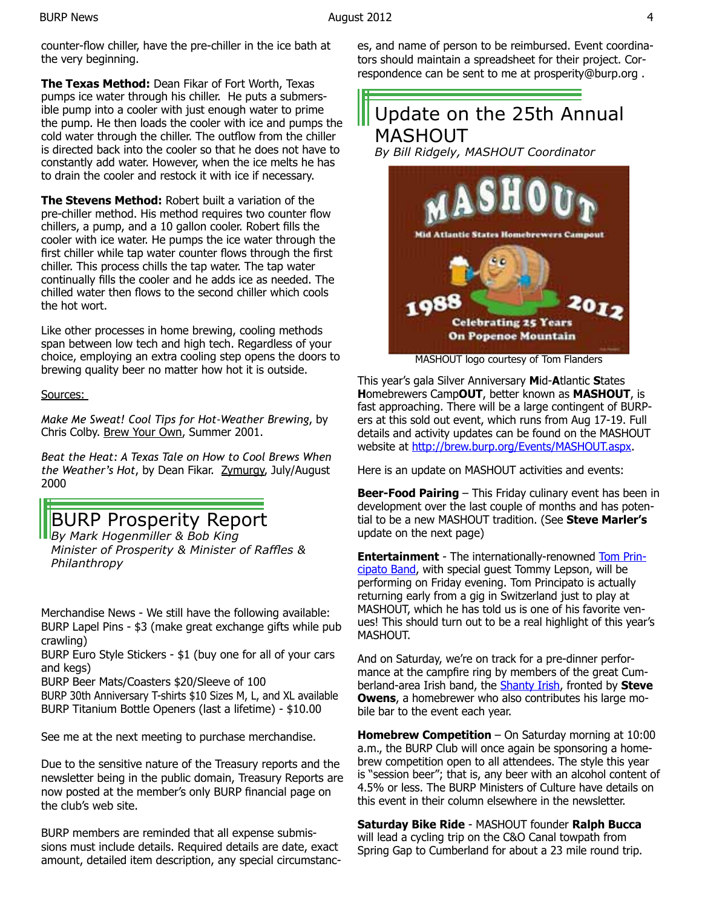counter-flow chiller, have the pre-chiller in the ice bath at the very beginning.

**The Texas Method:** Dean Fikar of Fort Worth, Texas pumps ice water through his chiller. He puts a submersible pump into a cooler with just enough water to prime the pump. He then loads the cooler with ice and pumps the cold water through the chiller. The outflow from the chiller is directed back into the cooler so that he does not have to constantly add water. However, when the ice melts he has to drain the cooler and restock it with ice if necessary.

**The Stevens Method:** Robert built a variation of the pre-chiller method. His method requires two counter flow chillers, a pump, and a 10 gallon cooler. Robert fills the cooler with ice water. He pumps the ice water through the first chiller while tap water counter flows through the first chiller. This process chills the tap water. The tap water continually fills the cooler and he adds ice as needed. The chilled water then flows to the second chiller which cools the hot wort.

Like other processes in home brewing, cooling methods span between low tech and high tech. Regardless of your choice, employing an extra cooling step opens the doors to brewing quality beer no matter how hot it is outside.

Sources:

*Make Me Sweat! Cool Tips for Hot-Weather Brewing*, by Chris Colby. Brew Your Own, Summer 2001.

*Beat the Heat: A Texas Tale on How to Cool Brews When the Weather's Hot*, by Dean Fikar. Zymurgy, July/August 2000

## BURP Prosperity Report

*By Mark Hogenmiller & Bob King*
*Minister of Prosperity & Minister of Raffles & Philanthropy*

Merchandise News - We still have the following available:
BURP Lapel Pins - $3 (make great exchange gifts while pub crawling)
BURP Euro Style Stickers - $1 (buy one for all of your cars and kegs)
BURP Beer Mats/Coasters $20/Sleeve of 100
BURP 30th Anniversary T-shirts $10 Sizes M, L, and XL available
BURP Titanium Bottle Openers (last a lifetime) - $10.00

See me at the next meeting to purchase merchandise.

Due to the sensitive nature of the Treasury reports and the newsletter being in the public domain, Treasury Reports are now posted at the member's only BURP financial page on the club's web site.

BURP members are reminded that all expense submissions must include details. Required details are date, exact amount, detailed item description, any special circumstances, and name of person to be reimbursed. Event coordinators should maintain a spreadsheet for their project. Correspondence can be sent to me at prosperity@burp.org .

## Update on the 25th Annual MASHOUT

*By Bill Ridgely, MASHOUT Coordinator*

MASHOUT logo courtesy of Tom Flanders

This year's gala Silver Anniversary **M**id-**A**tlantic **S**tates **H**omebrewers Camp**OUT**, better known as **MASHOUT**, is fast approaching. There will be a large contingent of BURPers at this sold out event, which runs from Aug 17-19. Full details and activity updates can be found on the MASHOUT website at http://brew.burp.org/Events/MASHOUT.aspx.

Here is an update on MASHOUT activities and events:

**Beer-Food Pairing** – This Friday culinary event has been in development over the last couple of months and has potential to be a new MASHOUT tradition. (See **Steve Marler's** update on the next page)

**Entertainment** - The internationally-renowned Tom Principato Band, with special guest Tommy Lepson, will be performing on Friday evening. Tom Principato is actually returning early from a gig in Switzerland just to play at MASHOUT, which he has told us is one of his favorite venues! This should turn out to be a real highlight of this year's MASHOUT.

And on Saturday, we're on track for a pre-dinner performance at the campfire ring by members of the great Cumberland-area Irish band, the Shanty Irish, fronted by **Steve Owens**, a homebrewer who also contributes his large mobile bar to the event each year.

**Homebrew Competition** – On Saturday morning at 10:00 a.m., the BURP Club will once again be sponsoring a homebrew competition open to all attendees. The style this year is "session beer"; that is, any beer with an alcohol content of 4.5% or less. The BURP Ministers of Culture have details on this event in their column elsewhere in the newsletter.

**Saturday Bike Ride** - MASHOUT founder **Ralph Bucca** will lead a cycling trip on the C&O Canal towpath from Spring Gap to Cumberland for about a 23 mile round trip.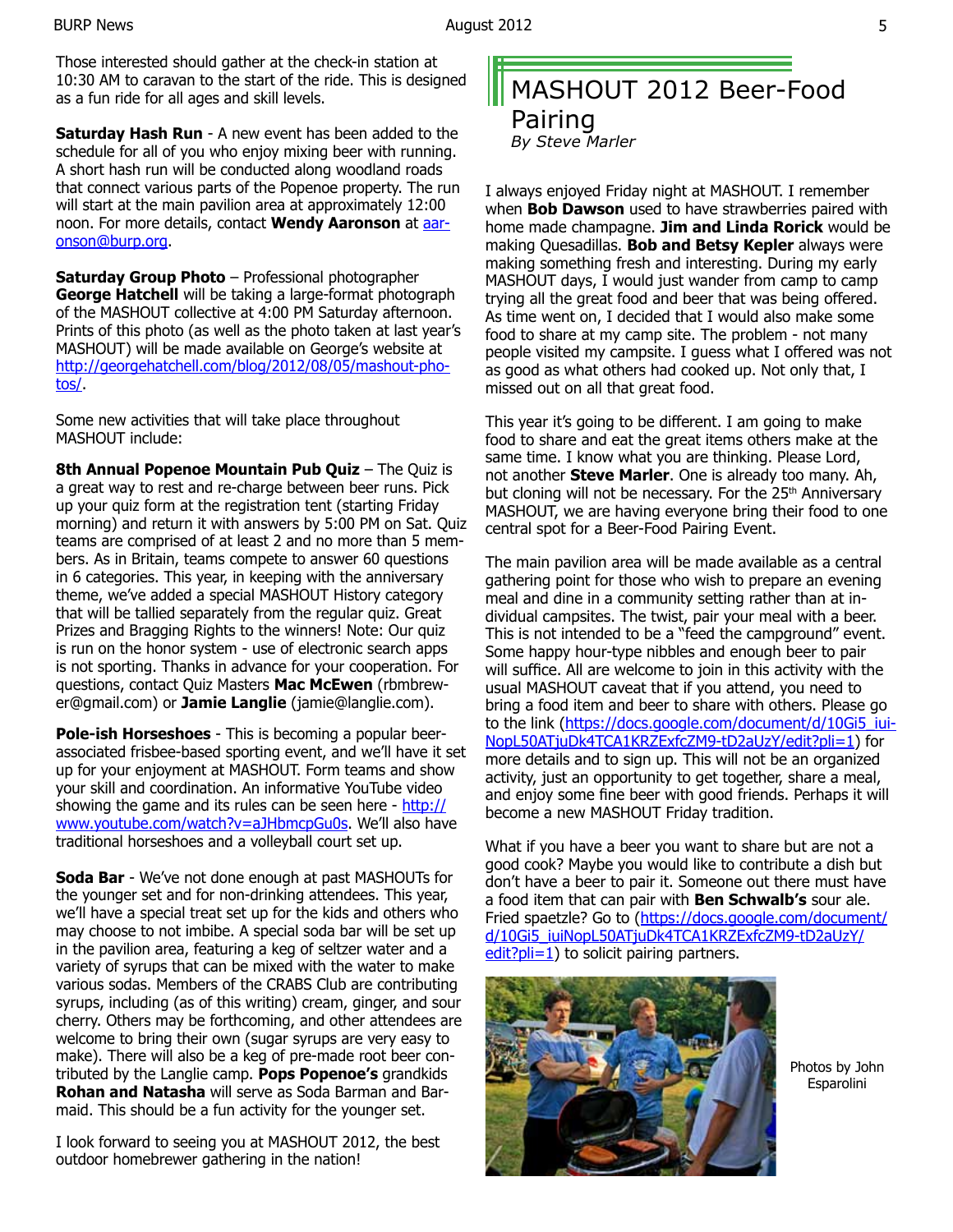Those interested should gather at the check-in station at 10:30 AM to caravan to the start of the ride. This is designed as a fun ride for all ages and skill levels.

**Saturday Hash Run** - A new event has been added to the schedule for all of you who enjoy mixing beer with running. A short hash run will be conducted along woodland roads that connect various parts of the Popenoe property. The run will start at the main pavilion area at approximately 12:00 noon. For more details, contact **Wendy Aaronson** at aaronson@burp.org.

**Saturday Group Photo** – Professional photographer **George Hatchell** will be taking a large-format photograph of the MASHOUT collective at 4:00 PM Saturday afternoon. Prints of this photo (as well as the photo taken at last year's MASHOUT) will be made available on George's website at http://georgehatchell.com/blog/2012/08/05/mashout-photos/.

Some new activities that will take place throughout MASHOUT include:

**8th Annual Popenoe Mountain Pub Quiz** – The Quiz is a great way to rest and re-charge between beer runs. Pick up your quiz form at the registration tent (starting Friday morning) and return it with answers by 5:00 PM on Sat. Quiz teams are comprised of at least 2 and no more than 5 members. As in Britain, teams compete to answer 60 questions in 6 categories. This year, in keeping with the anniversary theme, we've added a special MASHOUT History category that will be tallied separately from the regular quiz. Great Prizes and Bragging Rights to the winners! Note: Our quiz is run on the honor system - use of electronic search apps is not sporting. Thanks in advance for your cooperation. For questions, contact Quiz Masters **Mac McEwen** (rbmbrewer@gmail.com) or **Jamie Langlie** (jamie@langlie.com).

**Pole-ish Horseshoes** - This is becoming a popular beer-associated frisbee-based sporting event, and we'll have it set up for your enjoyment at MASHOUT. Form teams and show your skill and coordination. An informative YouTube video showing the game and its rules can be seen here - http://www.youtube.com/watch?v=aJHbmcpGu0s. We'll also have traditional horseshoes and a volleyball court set up.

**Soda Bar** - We've not done enough at past MASHOUTs for the younger set and for non-drinking attendees. This year, we'll have a special treat set up for the kids and others who may choose to not imbibe. A special soda bar will be set up in the pavilion area, featuring a keg of seltzer water and a variety of syrups that can be mixed with the water to make various sodas. Members of the CRABS Club are contributing syrups, including (as of this writing) cream, ginger, and sour cherry. Others may be forthcoming, and other attendees are welcome to bring their own (sugar syrups are very easy to make). There will also be a keg of pre-made root beer contributed by the Langlie camp. **Pops Popenoe's** grandkids **Rohan and Natasha** will serve as Soda Barman and Barmaid. This should be a fun activity for the younger set.

I look forward to seeing you at MASHOUT 2012, the best outdoor homebrewer gathering in the nation!

# MASHOUT 2012 Beer-Food Pairing

*By Steve Marler*

I always enjoyed Friday night at MASHOUT. I remember when **Bob Dawson** used to have strawberries paired with home made champagne. **Jim and Linda Rorick** would be making Quesadillas. **Bob and Betsy Kepler** always were making something fresh and interesting. During my early MASHOUT days, I would just wander from camp to camp trying all the great food and beer that was being offered. As time went on, I decided that I would also make some food to share at my camp site. The problem - not many people visited my campsite. I guess what I offered was not as good as what others had cooked up. Not only that, I missed out on all that great food.

This year it's going to be different. I am going to make food to share and eat the great items others make at the same time. I know what you are thinking. Please Lord, not another **Steve Marler**. One is already too many. Ah, but cloning will not be necessary. For the 25th Anniversary MASHOUT, we are having everyone bring their food to one central spot for a Beer-Food Pairing Event.

The main pavilion area will be made available as a central gathering point for those who wish to prepare an evening meal and dine in a community setting rather than at individual campsites. The twist, pair your meal with a beer. This is not intended to be a "feed the campground" event. Some happy hour-type nibbles and enough beer to pair will suffice. All are welcome to join in this activity with the usual MASHOUT caveat that if you attend, you need to bring a food item and beer to share with others. Please go to the link (https://docs.google.com/document/d/10Gi5_iuiNopL50ATjuDk4TCA1KRZExfcZM9-tD2aUzY/edit?pli=1) for more details and to sign up. This will not be an organized activity, just an opportunity to get together, share a meal, and enjoy some fine beer with good friends. Perhaps it will become a new MASHOUT Friday tradition.

What if you have a beer you want to share but are not a good cook? Maybe you would like to contribute a dish but don't have a beer to pair. Someone out there must have a food item that can pair with **Ben Schwalb's** sour ale. Fried spaetzle? Go to (https://docs.google.com/document/d/10Gi5_iuiNopL50ATjuDk4TCA1KRZExfcZM9-tD2aUzY/edit?pli=1) to solicit pairing partners.

Photos by John Esparolini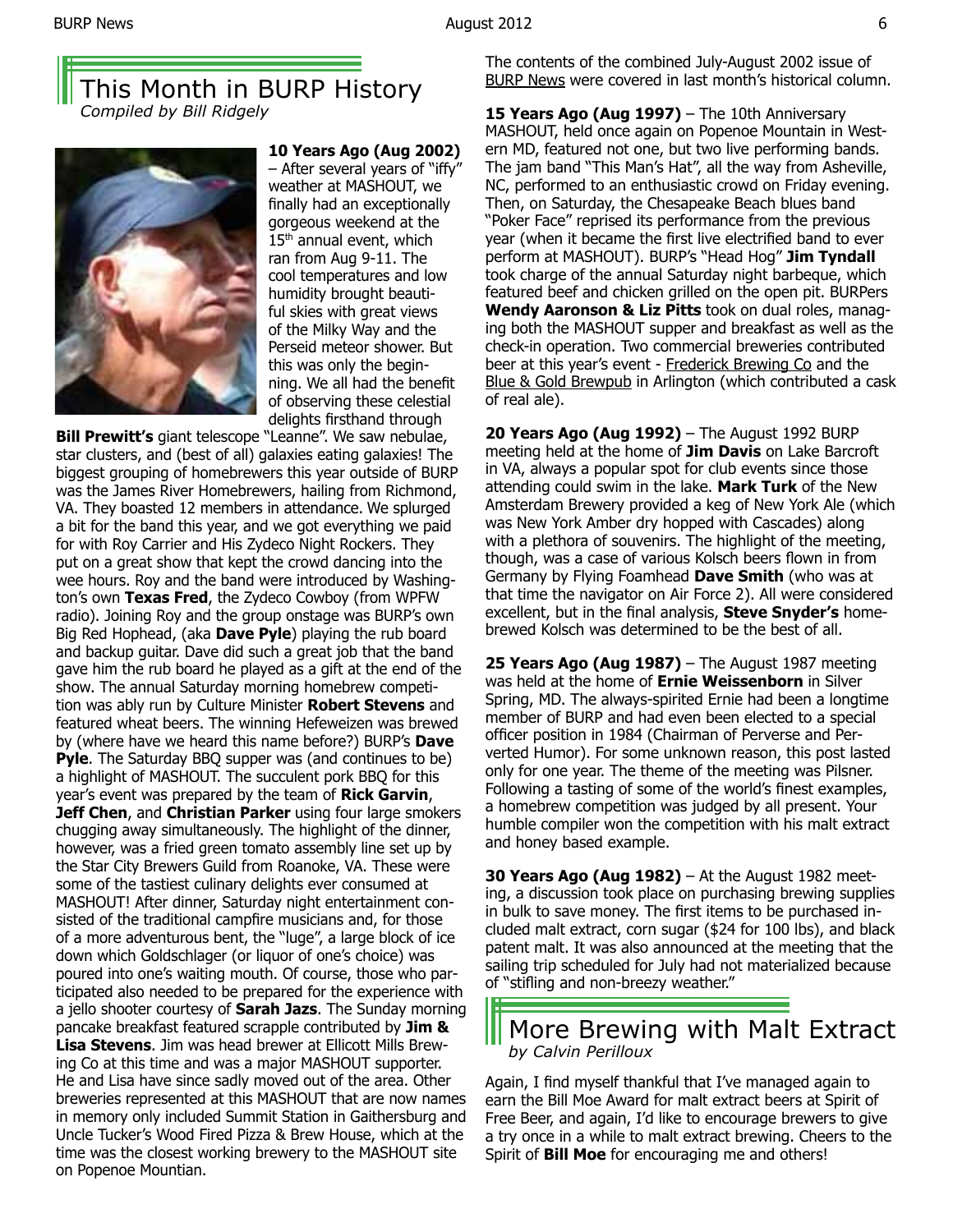## This Month in BURP History

*Compiled by Bill Ridgely*

**10 Years Ago (Aug 2002)** – After several years of "iffy" weather at MASHOUT, we finally had an exceptionally gorgeous weekend at the 15th annual event, which ran from Aug 9-11. The cool temperatures and low humidity brought beautiful skies with great views of the Milky Way and the Perseid meteor shower. But this was only the beginning. We all had the benefit of observing these celestial delights firsthand through **Bill Prewitt's** giant telescope "Leanne". We saw nebulae, star clusters, and (best of all) galaxies eating galaxies! The biggest grouping of homebrewers this year outside of BURP was the James River Homebrewers, hailing from Richmond, VA. They boasted 12 members in attendance. We splurged a bit for the band this year, and we got everything we paid for with Roy Carrier and His Zydeco Night Rockers. They put on a great show that kept the crowd dancing into the wee hours. Roy and the band were introduced by Washington's own **Texas Fred**, the Zydeco Cowboy (from WPFW radio). Joining Roy and the group onstage was BURP's own Big Red Hophead, (aka **Dave Pyle**) playing the rub board and backup guitar. Dave did such a great job that the band gave him the rub board he played as a gift at the end of the show. The annual Saturday morning homebrew competition was ably run by Culture Minister **Robert Stevens** and featured wheat beers. The winning Hefeweizen was brewed by (where have we heard this name before?) BURP's **Dave Pyle**. The Saturday BBQ supper was (and continues to be) a highlight of MASHOUT. The succulent pork BBQ for this year's event was prepared by the team of **Rick Garvin**, **Jeff Chen**, and **Christian Parker** using four large smokers chugging away simultaneously. The highlight of the dinner, however, was a fried green tomato assembly line set up by the Star City Brewers Guild from Roanoke, VA. These were some of the tastiest culinary delights ever consumed at MASHOUT! After dinner, Saturday night entertainment consisted of the traditional campfire musicians and, for those of a more adventurous bent, the "luge", a large block of ice down which Goldschlager (or liquor of one's choice) was poured into one's waiting mouth. Of course, those who participated also needed to be prepared for the experience with a jello shooter courtesy of **Sarah Jazs**. The Sunday morning pancake breakfast featured scrapple contributed by **Jim & Lisa Stevens**. Jim was head brewer at Ellicott Mills Brewing Co at this time and was a major MASHOUT supporter. He and Lisa have since sadly moved out of the area. Other breweries represented at this MASHOUT that are now names in memory only included Summit Station in Gaithersburg and Uncle Tucker's Wood Fired Pizza & Brew House, which at the time was the closest working brewery to the MASHOUT site on Popenoe Mountian.

The contents of the combined July-August 2002 issue of BURP News were covered in last month's historical column.

**15 Years Ago (Aug 1997)** – The 10th Anniversary MASHOUT, held once again on Popenoe Mountain in Western MD, featured not one, but two live performing bands. The jam band "This Man's Hat", all the way from Asheville, NC, performed to an enthusiastic crowd on Friday evening. Then, on Saturday, the Chesapeake Beach blues band "Poker Face" reprised its performance from the previous year (when it became the first live electrified band to ever perform at MASHOUT). BURP's "Head Hog" **Jim Tyndall** took charge of the annual Saturday night barbeque, which featured beef and chicken grilled on the open pit. BURPers **Wendy Aaronson & Liz Pitts** took on dual roles, managing both the MASHOUT supper and breakfast as well as the check-in operation. Two commercial breweries contributed beer at this year's event - Frederick Brewing Co and the Blue & Gold Brewpub in Arlington (which contributed a cask of real ale).

**20 Years Ago (Aug 1992)** – The August 1992 BURP meeting held at the home of **Jim Davis** on Lake Barcroft in VA, always a popular spot for club events since those attending could swim in the lake. **Mark Turk** of the New Amsterdam Brewery provided a keg of New York Ale (which was New York Amber dry hopped with Cascades) along with a plethora of souvenirs. The highlight of the meeting, though, was a case of various Kolsch beers flown in from Germany by Flying Foamhead **Dave Smith** (who was at that time the navigator on Air Force 2). All were considered excellent, but in the final analysis, **Steve Snyder's** homebrewed Kolsch was determined to be the best of all.

**25 Years Ago (Aug 1987)** – The August 1987 meeting was held at the home of **Ernie Weissenborn** in Silver Spring, MD. The always-spirited Ernie had been a longtime member of BURP and had even been elected to a special officer position in 1984 (Chairman of Perverse and Perverted Humor). For some unknown reason, this post lasted only for one year. The theme of the meeting was Pilsner. Following a tasting of some of the world's finest examples, a homebrew competition was judged by all present. Your humble compiler won the competition with his malt extract and honey based example.

**30 Years Ago (Aug 1982)** – At the August 1982 meeting, a discussion took place on purchasing brewing supplies in bulk to save money. The first items to be purchased included malt extract, corn sugar ($24 for 100 lbs), and black patent malt. It was also announced at the meeting that the sailing trip scheduled for July had not materialized because of "stifling and non-breezy weather."

## More Brewing with Malt Extract

*by Calvin Perilloux*

Again, I find myself thankful that I've managed again to earn the Bill Moe Award for malt extract beers at Spirit of Free Beer, and again, I'd like to encourage brewers to give a try once in a while to malt extract brewing. Cheers to the Spirit of **Bill Moe** for encouraging me and others!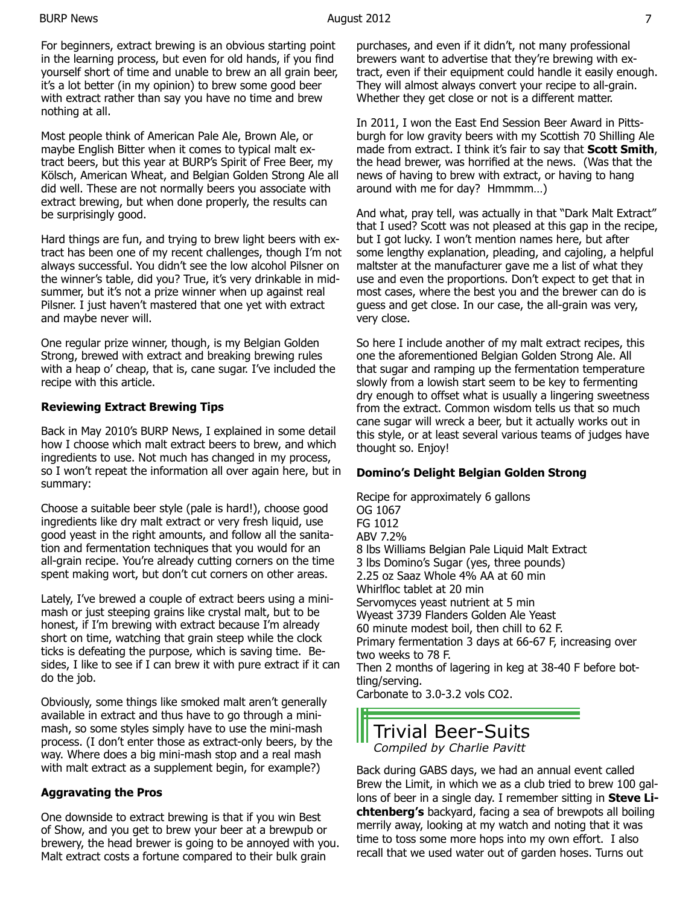For beginners, extract brewing is an obvious starting point in the learning process, but even for old hands, if you find yourself short of time and unable to brew an all grain beer, it's a lot better (in my opinion) to brew some good beer with extract rather than say you have no time and brew nothing at all.

Most people think of American Pale Ale, Brown Ale, or maybe English Bitter when it comes to typical malt extract beers, but this year at BURP's Spirit of Free Beer, my Kölsch, American Wheat, and Belgian Golden Strong Ale all did well. These are not normally beers you associate with extract brewing, but when done properly, the results can be surprisingly good.

Hard things are fun, and trying to brew light beers with extract has been one of my recent challenges, though I'm not always successful. You didn't see the low alcohol Pilsner on the winner's table, did you? True, it's very drinkable in midsummer, but it's not a prize winner when up against real Pilsner. I just haven't mastered that one yet with extract and maybe never will.

One regular prize winner, though, is my Belgian Golden Strong, brewed with extract and breaking brewing rules with a heap o' cheap, that is, cane sugar. I've included the recipe with this article.

**Reviewing Extract Brewing Tips**

Back in May 2010's BURP News, I explained in some detail how I choose which malt extract beers to brew, and which ingredients to use. Not much has changed in my process, so I won't repeat the information all over again here, but in summary:

Choose a suitable beer style (pale is hard!), choose good ingredients like dry malt extract or very fresh liquid, use good yeast in the right amounts, and follow all the sanitation and fermentation techniques that you would for an all-grain recipe. You're already cutting corners on the time spent making wort, but don't cut corners on other areas.

Lately, I've brewed a couple of extract beers using a mini-mash or just steeping grains like crystal malt, but to be honest, if I'm brewing with extract because I'm already short on time, watching that grain steep while the clock ticks is defeating the purpose, which is saving time. Besides, I like to see if I can brew it with pure extract if it can do the job.

Obviously, some things like smoked malt aren't generally available in extract and thus have to go through a mini-mash, so some styles simply have to use the mini-mash process. (I don't enter those as extract-only beers, by the way. Where does a big mini-mash stop and a real mash with malt extract as a supplement begin, for example?)

**Aggravating the Pros**

One downside to extract brewing is that if you win Best of Show, and you get to brew your beer at a brewpub or brewery, the head brewer is going to be annoyed with you. Malt extract costs a fortune compared to their bulk grain purchases, and even if it didn't, not many professional brewers want to advertise that they're brewing with extract, even if their equipment could handle it easily enough. They will almost always convert your recipe to all-grain. Whether they get close or not is a different matter.

In 2011, I won the East End Session Beer Award in Pittsburgh for low gravity beers with my Scottish 70 Shilling Ale made from extract. I think it's fair to say that **Scott Smith**, the head brewer, was horrified at the news. (Was that the news of having to brew with extract, or having to hang around with me for day? Hmmmm…)

And what, pray tell, was actually in that "Dark Malt Extract" that I used? Scott was not pleased at this gap in the recipe, but I got lucky. I won't mention names here, but after some lengthy explanation, pleading, and cajoling, a helpful maltster at the manufacturer gave me a list of what they use and even the proportions. Don't expect to get that in most cases, where the best you and the brewer can do is guess and get close. In our case, the all-grain was very, very close.

So here I include another of my malt extract recipes, this one the aforementioned Belgian Golden Strong Ale. All that sugar and ramping up the fermentation temperature slowly from a lowish start seem to be key to fermenting dry enough to offset what is usually a lingering sweetness from the extract. Common wisdom tells us that so much cane sugar will wreck a beer, but it actually works out in this style, or at least several various teams of judges have thought so. Enjoy!

**Domino's Delight Belgian Golden Strong**

Recipe for approximately 6 gallons
OG 1067
FG 1012
ABV 7.2%
8 lbs Williams Belgian Pale Liquid Malt Extract
3 lbs Domino's Sugar (yes, three pounds)
2.25 oz Saaz Whole 4% AA at 60 min
Whirlfloc tablet at 20 min
Servomyces yeast nutrient at 5 min
Wyeast 3739 Flanders Golden Ale Yeast
60 minute modest boil, then chill to 62 F.
Primary fermentation 3 days at 66-67 F, increasing over two weeks to 78 F.
Then 2 months of lagering in keg at 38-40 F before bottling/serving.
Carbonate to 3.0-3.2 vols $CO_2$.

## Trivial Beer-Suits

*Compiled by Charlie Pavitt*

Back during GABS days, we had an annual event called Brew the Limit, in which we as a club tried to brew 100 gallons of beer in a single day. I remember sitting in **Steve Lichtenberg's** backyard, facing a sea of brewpots all boiling merrily away, looking at my watch and noting that it was time to toss some more hops into my own effort. I also recall that we used water out of garden hoses. Turns out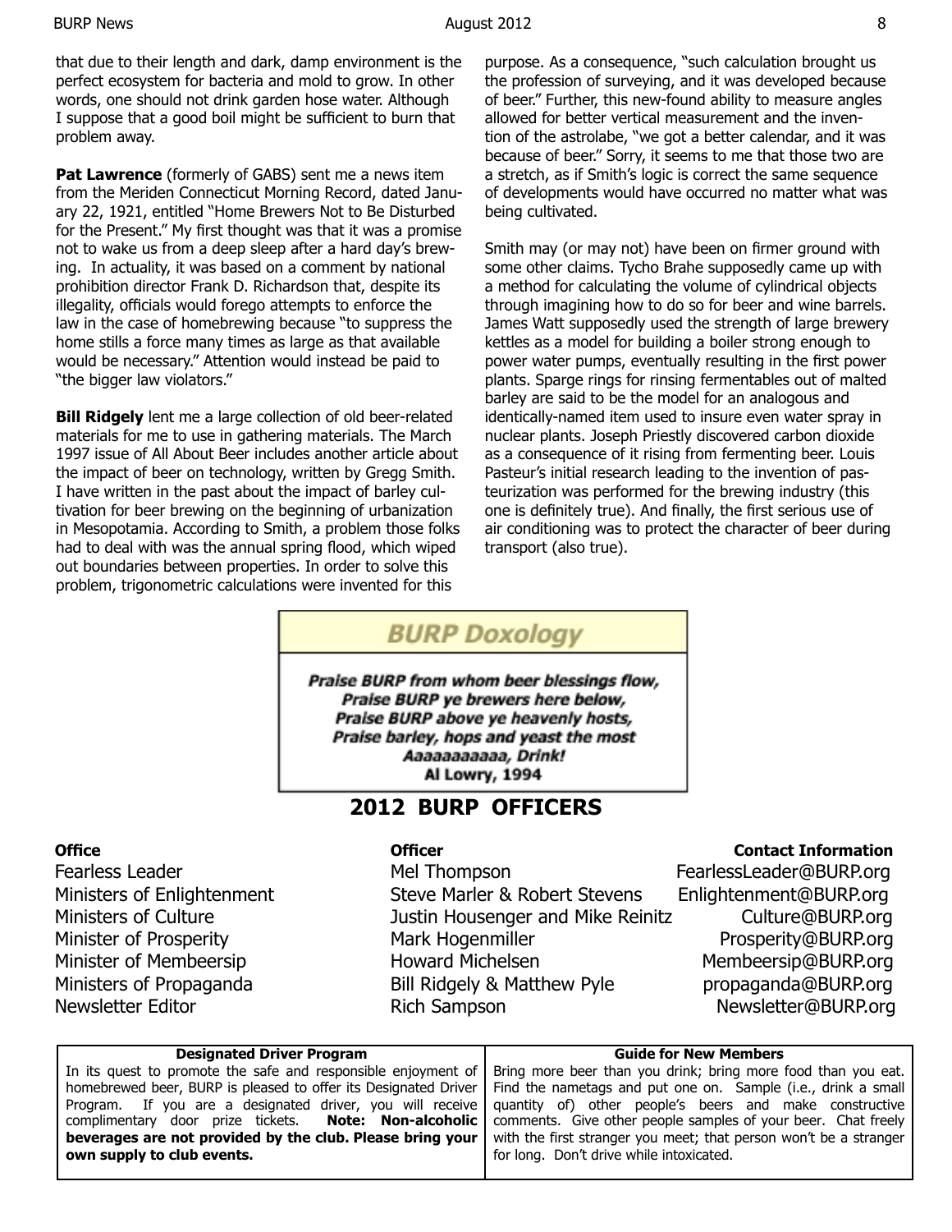that due to their length and dark, damp environment is the perfect ecosystem for bacteria and mold to grow. In other words, one should not drink garden hose water. Although I suppose that a good boil might be sufficient to burn that problem away.

**Pat Lawrence** (formerly of GABS) sent me a news item from the Meriden Connecticut Morning Record, dated January 22, 1921, entitled "Home Brewers Not to Be Disturbed for the Present." My first thought was that it was a promise not to wake us from a deep sleep after a hard day's brewing. In actuality, it was based on a comment by national prohibition director Frank D. Richardson that, despite its illegality, officials would forego attempts to enforce the law in the case of homebrewing because "to suppress the home stills a force many times as large as that available would be necessary." Attention would instead be paid to "the bigger law violators."

**Bill Ridgely** lent me a large collection of old beer-related materials for me to use in gathering materials. The March 1997 issue of All About Beer includes another article about the impact of beer on technology, written by Gregg Smith. I have written in the past about the impact of barley cultivation for beer brewing on the beginning of urbanization in Mesopotamia. According to Smith, a problem those folks had to deal with was the annual spring flood, which wiped out boundaries between properties. In order to solve this problem, trigonometric calculations were invented for this purpose. As a consequence, "such calculation brought us the profession of surveying, and it was developed because of beer." Further, this new-found ability to measure angles allowed for better vertical measurement and the invention of the astrolabe, "we got a better calendar, and it was because of beer." Sorry, it seems to me that those two are a stretch, as if Smith's logic is correct the same sequence of developments would have occurred no matter what was being cultivated.

Smith may (or may not) have been on firmer ground with some other claims. Tycho Brahe supposedly came up with a method for calculating the volume of cylindrical objects through imagining how to do so for beer and wine barrels. James Watt supposedly used the strength of large brewery kettles as a model for building a boiler strong enough to power water pumps, eventually resulting in the first power plants. Sparge rings for rinsing fermentables out of malted barley are said to be the model for an analogous and identically-named item used to insure even water spray in nuclear plants. Joseph Priestly discovered carbon dioxide as a consequence of it rising from fermenting beer. Louis Pasteur's initial research leading to the invention of pasteurization was performed for the brewing industry (this one is definitely true). And finally, the first serious use of air conditioning was to protect the character of beer during transport (also true).

## BURP Doxology

***Praise BURP from whom beer blessings flow,***
***Praise BURP ye brewers here below,***
***Praise BURP above ye heavenly hosts,***
***Praise barley, hops and yeast the most***
***Aaaaaaaaaa, Drink!***
**Al Lowry, 1994**

## 2012 BURP OFFICERS

| Office | Officer | Contact Information |
|---|---|---|
| Fearless Leader | Mel Thompson | FearlessLeader@BURP.org |
| Ministers of Enlightenment | Steve Marler & Robert Stevens | Enlightenment@BURP.org |
| Ministers of Culture | Justin Housenger and Mike Reinitz | Culture@BURP.org |
| Minister of Prosperity | Mark Hogenmiller | Prosperity@BURP.org |
| Minister of Membeersip | Howard Michelsen | Membeersip@BURP.org |
| Ministers of Propaganda | Bill Ridgely & Matthew Pyle | propaganda@BURP.org |
| Newsletter Editor | Rich Sampson | Newsletter@BURP.org |

**Designated Driver Program**

In its quest to promote the safe and responsible enjoyment of homebrewed beer, BURP is pleased to offer its Designated Driver Program. If you are a designated driver, you will receive complimentary door prize tickets. **Note: Non-alcoholic beverages are not provided by the club. Please bring your own supply to club events.**

**Guide for New Members**

Bring more beer than you drink; bring more food than you eat. Find the nametags and put one on. Sample (i.e., drink a small quantity of) other people's beers and make constructive comments. Give other people samples of your beer. Chat freely with the first stranger you meet; that person won't be a stranger for long. Don't drive while intoxicated.